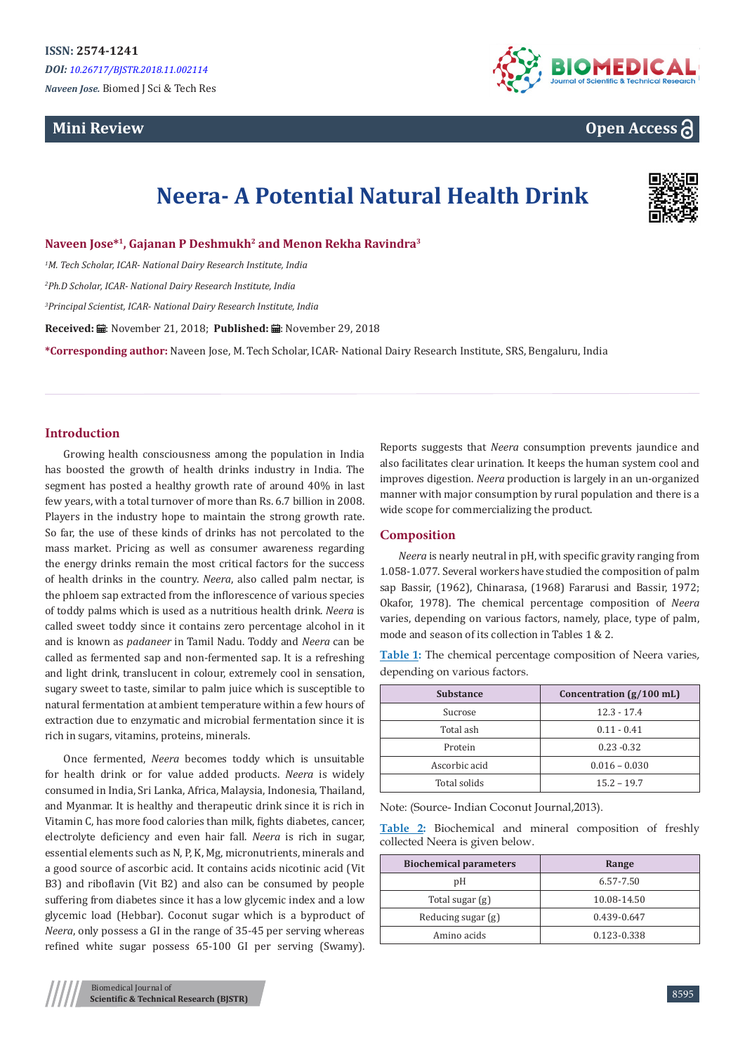ISSN: 2574-1241

*DOI: 10.26717/BJSTR.2018.11.002114*

*Naveen Jose.* Biomed J Sci & Tech Res

**Mini Review**

**Open Access**

# Neera- A Potential Natural Health Drink

**Naveen Jose*[1], Gajanan P Deshmukh[2] and Menon Rekha Ravindra[3]**

*[1]M. Tech Scholar, ICAR- National Dairy Research Institute, India*

*[2]Ph.D Scholar, ICAR- National Dairy Research Institute, India*

*[3]Principal Scientist, ICAR- National Dairy Research Institute, India*

**Received:** November 21, 2018; **Published:** November 29, 2018

***Corresponding author:** Naveen Jose, M. Tech Scholar, ICAR- National Dairy Research Institute, SRS, Bengaluru, India

## Introduction

Growing health consciousness among the population in India has boosted the growth of health drinks industry in India. The segment has posted a healthy growth rate of around 40% in last few years, with a total turnover of more than Rs. 6.7 billion in 2008. Players in the industry hope to maintain the strong growth rate. So far, the use of these kinds of drinks has not percolated to the mass market. Pricing as well as consumer awareness regarding the energy drinks remain the most critical factors for the success of health drinks in the country. *Neera*, also called palm nectar, is the phloem sap extracted from the inflorescence of various species of toddy palms which is used as a nutritious health drink. *Neera* is called sweet toddy since it contains zero percentage alcohol in it and is known as *padaneer* in Tamil Nadu. Toddy and *Neera* can be called as fermented sap and non-fermented sap. It is a refreshing and light drink, translucent in colour, extremely cool in sensation, sugary sweet to taste, similar to palm juice which is susceptible to natural fermentation at ambient temperature within a few hours of extraction due to enzymatic and microbial fermentation since it is rich in sugars, vitamins, proteins, minerals.

Once fermented, *Neera* becomes toddy which is unsuitable for health drink or for value added products. *Neera* is widely consumed in India, Sri Lanka, Africa, Malaysia, Indonesia, Thailand, and Myanmar. It is healthy and therapeutic drink since it is rich in Vitamin C, has more food calories than milk, fights diabetes, cancer, electrolyte deficiency and even hair fall. *Neera* is rich in sugar, essential elements such as N, P, K, Mg, micronutrients, minerals and a good source of ascorbic acid. It contains acids nicotinic acid (Vit B3) and riboflavin (Vit B2) and also can be consumed by people suffering from diabetes since it has a low glycemic index and a low glycemic load (Hebbar). Coconut sugar which is a byproduct of *Neera*, only possess a GI in the range of 35-45 per serving whereas refined white sugar possess 65-100 GI per serving (Swamy). Reports suggests that *Neera* consumption prevents jaundice and also facilitates clear urination. It keeps the human system cool and improves digestion. *Neera* production is largely in an un-organized manner with major consumption by rural population and there is a wide scope for commercializing the product.

## Composition

*Neera* is nearly neutral in pH, with specific gravity ranging from 1.058-1.077. Several workers have studied the composition of palm sap Bassir, (1962), Chinarasa, (1968) Fararusi and Bassir, 1972; Okafor, 1978). The chemical percentage composition of *Neera* varies, depending on various factors, namely, place, type of palm, mode and season of its collection in Tables 1 & 2.

**Table 1:** The chemical percentage composition of Neera varies, depending on various factors.

| Substance | Concentration (g/100 mL) |
|---|---|
| Sucrose | 12.3 - 17.4 |
| Total ash | 0.11 - 0.41 |
| Protein | 0.23 -0.32 |
| Ascorbic acid | 0.016 – 0.030 |
| Total solids | 15.2 – 19.7 |

Note: (Source- Indian Coconut Journal,2013).

**Table 2:** Biochemical and mineral composition of freshly collected Neera is given below.

| Biochemical parameters | Range |
|---|---|
| pH | 6.57-7.50 |
| Total sugar (g) | 10.08-14.50 |
| Reducing sugar (g) | 0.439-0.647 |
| Amino acids | 0.123-0.338 |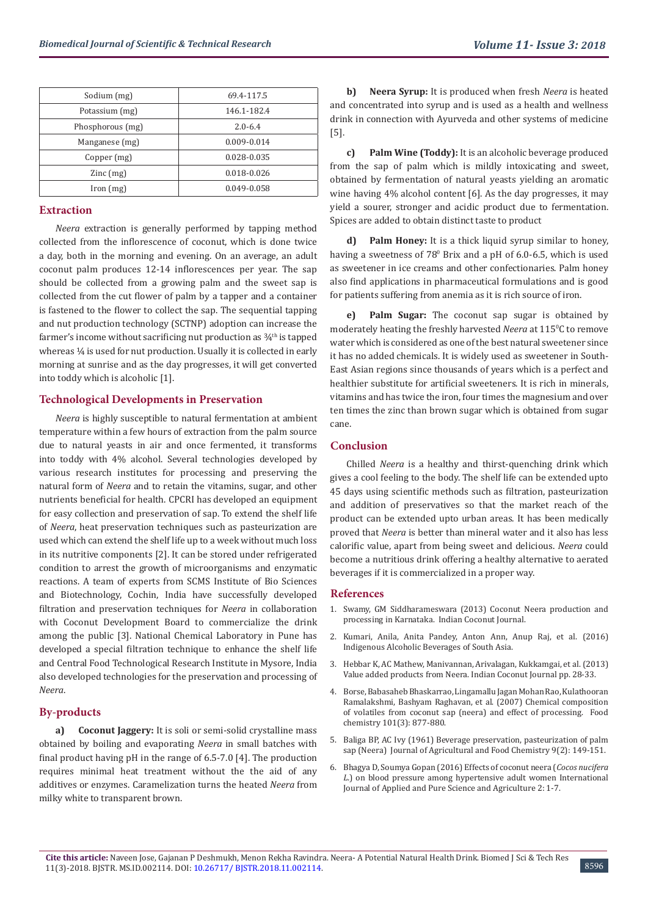| Sodium (mg) | 69.4-117.5 |
|---|---|
| Potassium (mg) | 146.1-182.4 |
| Phosphorous (mg) | 2.0-6.4 |
| Manganese (mg) | 0.009-0.014 |
| Copper (mg) | 0.028-0.035 |
| Zinc (mg) | 0.018-0.026 |
| Iron (mg) | 0.049-0.058 |

## Extraction

*Neera* extraction is generally performed by tapping method collected from the inflorescence of coconut, which is done twice a day, both in the morning and evening. On an average, an adult coconut palm produces 12-14 inflorescences per year. The sap should be collected from a growing palm and the sweet sap is collected from the cut flower of palm by a tapper and a container is fastened to the flower to collect the sap. The sequential tapping and nut production technology (SCTNP) adoption can increase the farmer's income without sacrificing nut production as ¾$^{th}$ is tapped whereas ¼ is used for nut production. Usually it is collected in early morning at sunrise and as the day progresses, it will get converted into toddy which is alcoholic [1].

## Technological Developments in Preservation

*Neera* is highly susceptible to natural fermentation at ambient temperature within a few hours of extraction from the palm source due to natural yeasts in air and once fermented, it transforms into toddy with 4% alcohol. Several technologies developed by various research institutes for processing and preserving the natural form of *Neera* and to retain the vitamins, sugar, and other nutrients beneficial for health. CPCRI has developed an equipment for easy collection and preservation of sap. To extend the shelf life of *Neera*, heat preservation techniques such as pasteurization are used which can extend the shelf life up to a week without much loss in its nutritive components [2]. It can be stored under refrigerated condition to arrest the growth of microorganisms and enzymatic reactions. A team of experts from SCMS Institute of Bio Sciences and Biotechnology, Cochin, India have successfully developed filtration and preservation techniques for *Neera* in collaboration with Coconut Development Board to commercialize the drink among the public [3]. National Chemical Laboratory in Pune has developed a special filtration technique to enhance the shelf life and Central Food Technological Research Institute in Mysore, India also developed technologies for the preservation and processing of *Neera*.

## By-products

**a) Coconut Jaggery:** It is soli or semi-solid crystalline mass obtained by boiling and evaporating *Neera* in small batches with final product having pH in the range of 6.5-7.0 [4]. The production requires minimal heat treatment without the the aid of any additives or enzymes. Caramelization turns the heated *Neera* from milky white to transparent brown.

**b) Neera Syrup:** It is produced when fresh *Neera* is heated and concentrated into syrup and is used as a health and wellness drink in connection with Ayurveda and other systems of medicine [5].

**c) Palm Wine (Toddy):** It is an alcoholic beverage produced from the sap of palm which is mildly intoxicating and sweet, obtained by fermentation of natural yeasts yielding an aromatic wine having 4% alcohol content [6]. As the day progresses, it may yield a sourer, stronger and acidic product due to fermentation. Spices are added to obtain distinct taste to product

**d) Palm Honey:** It is a thick liquid syrup similar to honey, having a sweetness of 78$^0$ Brix and a pH of 6.0-6.5, which is used as sweetener in ice creams and other confectionaries. Palm honey also find applications in pharmaceutical formulations and is good for patients suffering from anemia as it is rich source of iron.

**e) Palm Sugar:** The coconut sap sugar is obtained by moderately heating the freshly harvested *Neera* at 115$^0$C to remove water which is considered as one of the best natural sweetener since it has no added chemicals. It is widely used as sweetener in South-East Asian regions since thousands of years which is a perfect and healthier substitute for artificial sweeteners. It is rich in minerals, vitamins and has twice the iron, four times the magnesium and over ten times the zinc than brown sugar which is obtained from sugar cane.

## Conclusion

Chilled *Neera* is a healthy and thirst-quenching drink which gives a cool feeling to the body. The shelf life can be extended upto 45 days using scientific methods such as filtration, pasteurization and addition of preservatives so that the market reach of the product can be extended upto urban areas. It has been medically proved that *Neera* is better than mineral water and it also has less calorific value, apart from being sweet and delicious. *Neera* could become a nutritious drink offering a healthy alternative to aerated beverages if it is commercialized in a proper way.

## References

1. Swamy, GM Siddharameswara (2013) Coconut Neera production and processing in Karnataka. Indian Coconut Journal.
2. Kumari, Anila, Anita Pandey, Anton Ann, Anup Raj, et al. (2016) Indigenous Alcoholic Beverages of South Asia.
3. Hebbar K, AC Mathew, Manivannan, Arivalagan, Kukkamgai, et al. (2013) Value added products from Neera. Indian Coconut Journal pp. 28-33.
4. Borse, Babasaheb Bhaskarrao, Lingamallu Jagan Mohan Rao, Kulathooran Ramalakshmi, Bashyam Raghavan, et al. (2007) Chemical composition of volatiles from coconut sap (neera) and effect of processing. Food chemistry 101(3): 877-880.
5. Baliga BP, AC Ivy (1961) Beverage preservation, pasteurization of palm sap (Neera) Journal of Agricultural and Food Chemistry 9(2): 149-151.
6. Bhagya D, Soumya Gopan (2016) Effects of coconut neera (*Cocos nucifera L.*) on blood pressure among hypertensive adult women International Journal of Applied and Pure Science and Agriculture 2: 1-7.

**Cite this article:** Naveen Jose, Gajanan P Deshmukh, Menon Rekha Ravindra. Neera- A Potential Natural Health Drink. Biomed J Sci & Tech Res 11(3)-2018. BJSTR. MS.ID.002114. DOI: 10.26717/ BJSTR.2018.11.002114.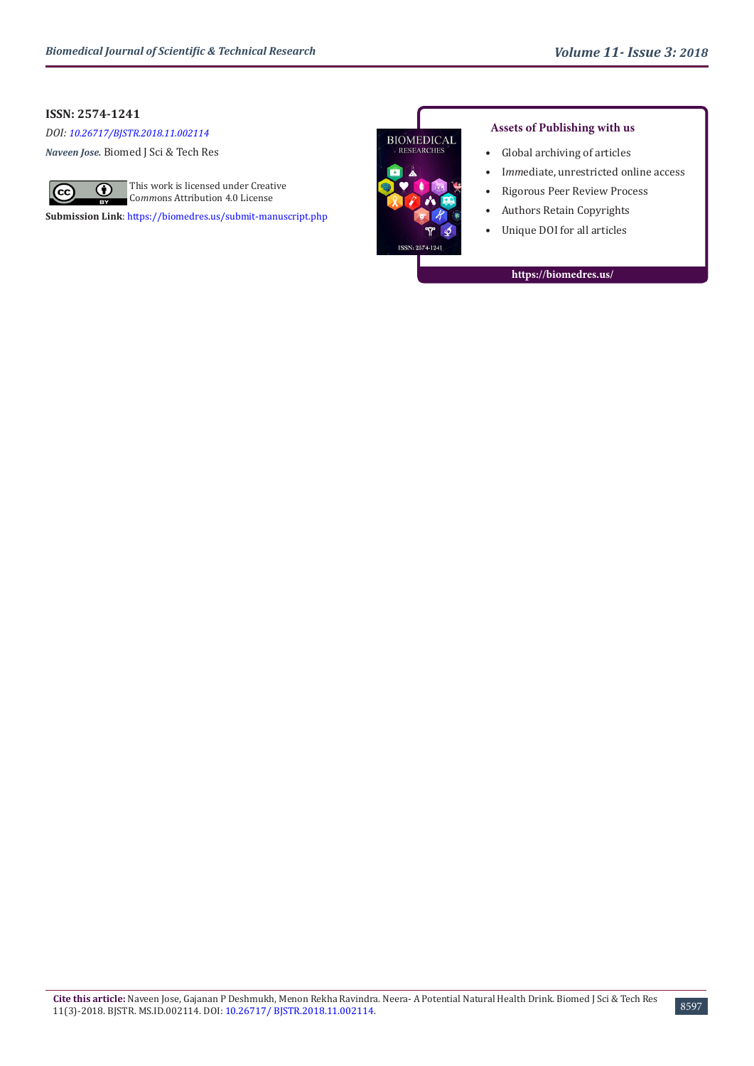**ISSN: 2574-1241**

*DOI: 10.26717/BJSTR.2018.11.002114*

***Naveen Jose.*** Biomed J Sci & Tech Res

This work is licensed under Creative Commons Attribution 4.0 License

**Submission Link**: https://biomedres.us/submit-manuscript.php

**Assets of Publishing with us**

- Global archiving of articles
- Immediate, unrestricted online access
- Rigorous Peer Review Process
- Authors Retain Copyrights
- Unique DOI for all articles

**https://biomedres.us/**

**Cite this article:** Naveen Jose, Gajanan P Deshmukh, Menon Rekha Ravindra. Neera- A Potential Natural Health Drink. Biomed J Sci & Tech Res 11(3)-2018. BJSTR. MS.ID.002114. DOI: 10.26717/ BJSTR.2018.11.002114.